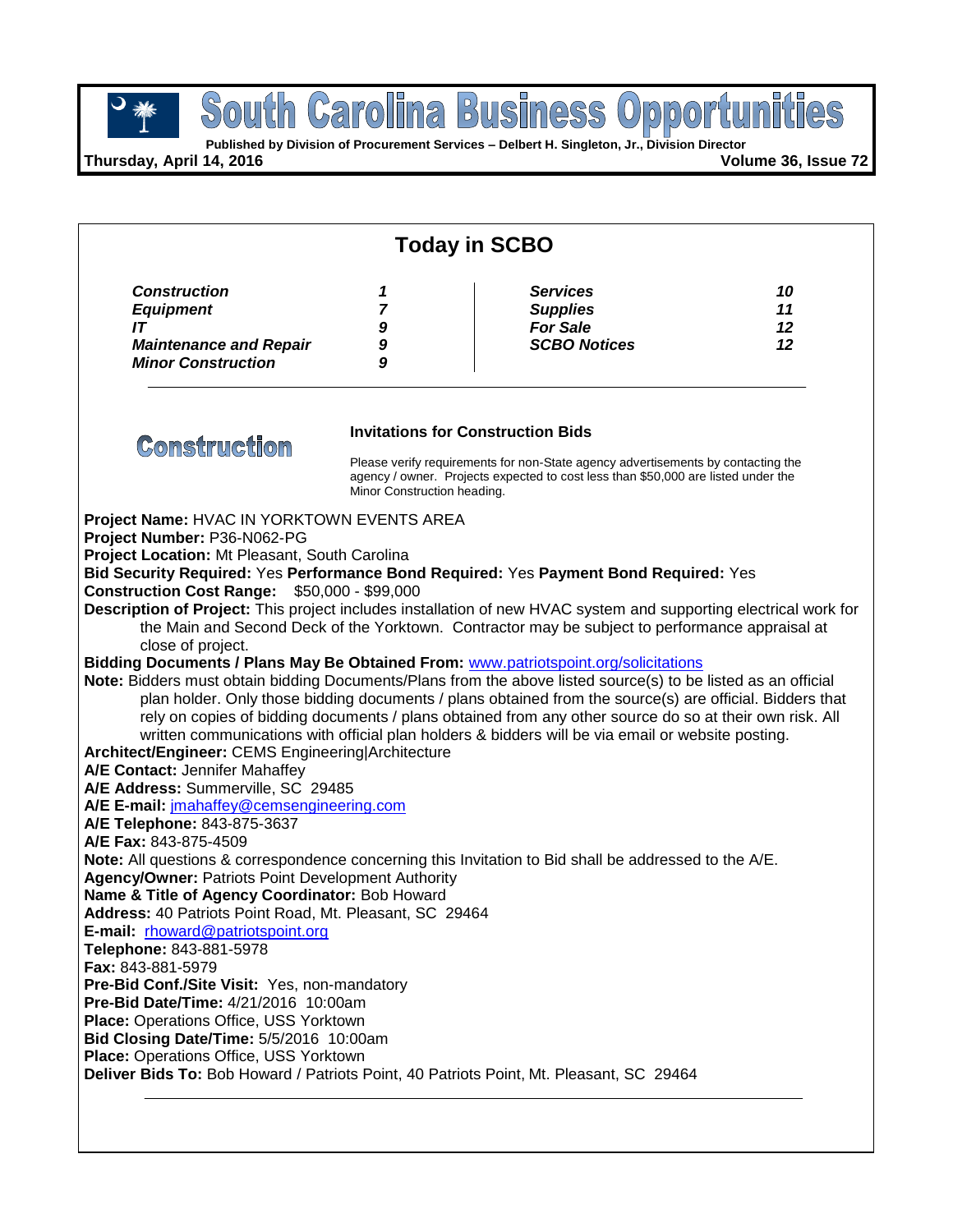# South Carolina Business Opportunities

**Published by Division of Procurement Services – Delbert H. Singleton, Jr., Division Director**

**Thursday, April 14, 2016** **Volume 36, Issue 72**

## Today in SCBO

| | | | |
|---|---|---|---|
| ***Construction*** | ***1*** | ***Services*** | ***10*** |
| ***Equipment*** | ***7*** | ***Supplies*** | ***11*** |
| ***IT*** | ***9*** | ***For Sale*** | ***12*** |
| ***Maintenance and Repair*** | ***9*** | ***SCBO Notices*** | ***12*** |
| ***Minor Construction*** | ***9*** | | |

## Construction

**Invitations for Construction Bids**

Please verify requirements for non-State agency advertisements by contacting the agency / owner. Projects expected to cost less than $50,000 are listed under the Minor Construction heading.

**Project Name:** HVAC IN YORKTOWN EVENTS AREA
**Project Number:** P36-N062-PG
**Project Location:** Mt Pleasant, South Carolina
**Bid Security Required:** Yes **Performance Bond Required:** Yes **Payment Bond Required:** Yes
**Construction Cost Range:** $50,000 - $99,000
**Description of Project:** This project includes installation of new HVAC system and supporting electrical work for the Main and Second Deck of the Yorktown. Contractor may be subject to performance appraisal at close of project.
**Bidding Documents / Plans May Be Obtained From:** www.patriotspoint.org/solicitations
**Note:** Bidders must obtain bidding Documents/Plans from the above listed source(s) to be listed as an official plan holder. Only those bidding documents / plans obtained from the source(s) are official. Bidders that rely on copies of bidding documents / plans obtained from any other source do so at their own risk. All written communications with official plan holders & bidders will be via email or website posting.
**Architect/Engineer:** CEMS Engineering|Architecture
**A/E Contact:** Jennifer Mahaffey
**A/E Address:** Summerville, SC 29485
**A/E E-mail:** jmahaffey@cemsengineering.com
**A/E Telephone:** 843-875-3637
**A/E Fax:** 843-875-4509
**Note:** All questions & correspondence concerning this Invitation to Bid shall be addressed to the A/E.
**Agency/Owner:** Patriots Point Development Authority
**Name & Title of Agency Coordinator:** Bob Howard
**Address:** 40 Patriots Point Road, Mt. Pleasant, SC 29464
**E-mail:** rhoward@patriotspoint.org
**Telephone:** 843-881-5978
**Fax:** 843-881-5979
**Pre-Bid Conf./Site Visit:** Yes, non-mandatory
**Pre-Bid Date/Time:** 4/21/2016 10:00am
**Place:** Operations Office, USS Yorktown
**Bid Closing Date/Time:** 5/5/2016 10:00am
**Place:** Operations Office, USS Yorktown
**Deliver Bids To:** Bob Howard / Patriots Point, 40 Patriots Point, Mt. Pleasant, SC 29464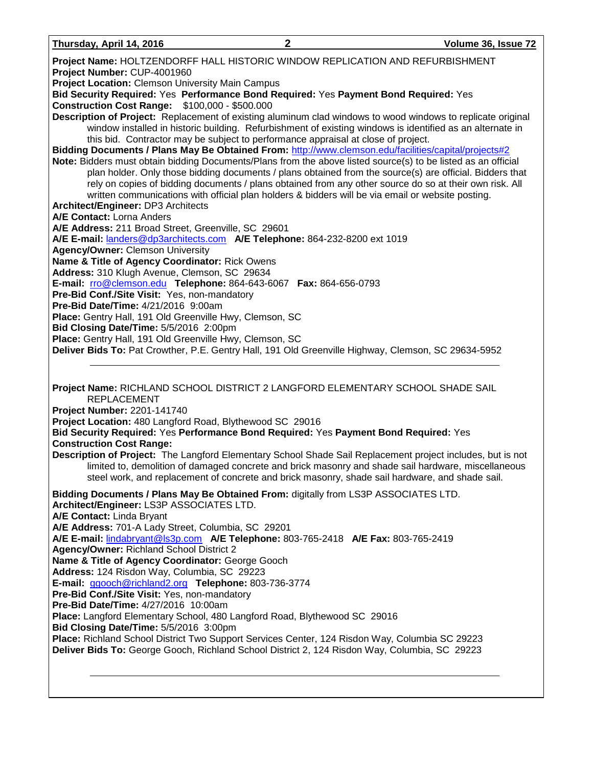**Project Name:** HOLTZENDORFF HALL HISTORIC WINDOW REPLICATION AND REFURBISHMENT
**Project Number:** CUP-4001960
**Project Location:** Clemson University Main Campus
**Bid Security Required:** Yes **Performance Bond Required:** Yes **Payment Bond Required:** Yes
**Construction Cost Range:** $100,000 - $500.000
**Description of Project:** Replacement of existing aluminum clad windows to wood windows to replicate original window installed in historic building. Refurbishment of existing windows is identified as an alternate in this bid. Contractor may be subject to performance appraisal at close of project.
**Bidding Documents / Plans May Be Obtained From:** http://www.clemson.edu/facilities/capital/projects#2
**Note:** Bidders must obtain bidding Documents/Plans from the above listed source(s) to be listed as an official plan holder. Only those bidding documents / plans obtained from the source(s) are official. Bidders that rely on copies of bidding documents / plans obtained from any other source do so at their own risk. All written communications with official plan holders & bidders will be via email or website posting.
**Architect/Engineer:** DP3 Architects
**A/E Contact:** Lorna Anders
**A/E Address:** 211 Broad Street, Greenville, SC 29601
**A/E E-mail:** landers@dp3architects.com **A/E Telephone:** 864-232-8200 ext 1019
**Agency/Owner:** Clemson University
**Name & Title of Agency Coordinator:** Rick Owens
**Address:** 310 Klugh Avenue, Clemson, SC 29634
**E-mail:** rro@clemson.edu **Telephone:** 864-643-6067 **Fax:** 864-656-0793
**Pre-Bid Conf./Site Visit:** Yes, non-mandatory
**Pre-Bid Date/Time:** 4/21/2016 9:00am
**Place:** Gentry Hall, 191 Old Greenville Hwy, Clemson, SC
**Bid Closing Date/Time:** 5/5/2016 2:00pm
**Place:** Gentry Hall, 191 Old Greenville Hwy, Clemson, SC
**Deliver Bids To:** Pat Crowther, P.E. Gentry Hall, 191 Old Greenville Highway, Clemson, SC 29634-5952

---

**Project Name:** RICHLAND SCHOOL DISTRICT 2 LANGFORD ELEMENTARY SCHOOL SHADE SAIL REPLACEMENT
**Project Number:** 2201-141740
**Project Location:** 480 Langford Road, Blythewood SC 29016
**Bid Security Required:** Yes **Performance Bond Required:** Yes **Payment Bond Required:** Yes
**Construction Cost Range:**
**Description of Project:** The Langford Elementary School Shade Sail Replacement project includes, but is not limited to, demolition of damaged concrete and brick masonry and shade sail hardware, miscellaneous steel work, and replacement of concrete and brick masonry, shade sail hardware, and shade sail.

**Bidding Documents / Plans May Be Obtained From:** digitally from LS3P ASSOCIATES LTD.
**Architect/Engineer:** LS3P ASSOCIATES LTD.
**A/E Contact:** Linda Bryant
**A/E Address:** 701-A Lady Street, Columbia, SC 29201
**A/E E-mail:** lindabryant@ls3p.com **A/E Telephone:** 803-765-2418 **A/E Fax:** 803-765-2419
**Agency/Owner:** Richland School District 2
**Name & Title of Agency Coordinator:** George Gooch
**Address:** 124 Risdon Way, Columbia, SC 29223
**E-mail:** ggooch@richland2.org **Telephone:** 803-736-3774
**Pre-Bid Conf./Site Visit:** Yes, non-mandatory
**Pre-Bid Date/Time:** 4/27/2016 10:00am
**Place:** Langford Elementary School, 480 Langford Road, Blythewood SC 29016
**Bid Closing Date/Time:** 5/5/2016 3:00pm
**Place:** Richland School District Two Support Services Center, 124 Risdon Way, Columbia SC 29223
**Deliver Bids To:** George Gooch, Richland School District 2, 124 Risdon Way, Columbia, SC 29223

---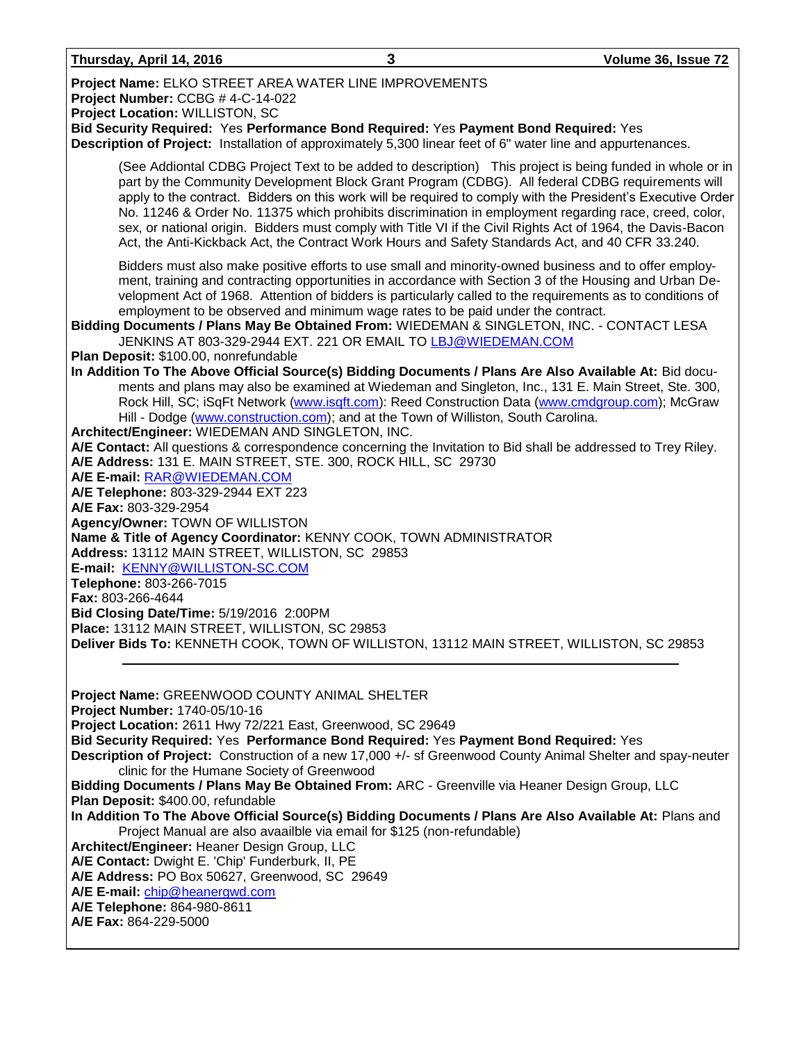**Project Name:** ELKO STREET AREA WATER LINE IMPROVEMENTS
**Project Number:** CCBG # 4-C-14-022
**Project Location:** WILLISTON, SC
**Bid Security Required:** Yes **Performance Bond Required:** Yes **Payment Bond Required:** Yes
**Description of Project:** Installation of approximately 5,300 linear feet of 6" water line and appurtenances.

(See Addiontal CDBG Project Text to be added to description) This project is being funded in whole or in part by the Community Development Block Grant Program (CDBG). All federal CDBG requirements will apply to the contract. Bidders on this work will be required to comply with the President's Executive Order No. 11246 & Order No. 11375 which prohibits discrimination in employment regarding race, creed, color, sex, or national origin. Bidders must comply with Title VI if the Civil Rights Act of 1964, the Davis-Bacon Act, the Anti-Kickback Act, the Contract Work Hours and Safety Standards Act, and 40 CFR 33.240.

Bidders must also make positive efforts to use small and minority-owned business and to offer employment, training and contracting opportunities in accordance with Section 3 of the Housing and Urban Development Act of 1968. Attention of bidders is particularly called to the requirements as to conditions of employment to be observed and minimum wage rates to be paid under the contract.

**Bidding Documents / Plans May Be Obtained From:** WIEDEMAN & SINGLETON, INC. - CONTACT LESA JENKINS AT 803-329-2944 EXT. 221 OR EMAIL TO LBJ@WIEDEMAN.COM
**Plan Deposit:** $100.00, nonrefundable
**In Addition To The Above Official Source(s) Bidding Documents / Plans Are Also Available At:** Bid documents and plans may also be examined at Wiedeman and Singleton, Inc., 131 E. Main Street, Ste. 300, Rock Hill, SC; iSqFt Network (www.isqft.com): Reed Construction Data (www.cmdgroup.com); McGraw Hill - Dodge (www.construction.com); and at the Town of Williston, South Carolina.
**Architect/Engineer:** WIEDEMAN AND SINGLETON, INC.
**A/E Contact:** All questions & correspondence concerning the Invitation to Bid shall be addressed to Trey Riley.
**A/E Address:** 131 E. MAIN STREET, STE. 300, ROCK HILL, SC 29730
**A/E E-mail:** RAR@WIEDEMAN.COM
**A/E Telephone:** 803-329-2944 EXT 223
**A/E Fax:** 803-329-2954
**Agency/Owner:** TOWN OF WILLISTON
**Name & Title of Agency Coordinator:** KENNY COOK, TOWN ADMINISTRATOR
**Address:** 13112 MAIN STREET, WILLISTON, SC 29853
**E-mail:** KENNY@WILLISTON-SC.COM
**Telephone:** 803-266-7015
**Fax:** 803-266-4644
**Bid Closing Date/Time:** 5/19/2016 2:00PM
**Place:** 13112 MAIN STREET, WILLISTON, SC 29853
**Deliver Bids To:** KENNETH COOK, TOWN OF WILLISTON, 13112 MAIN STREET, WILLISTON, SC 29853

---

**Project Name:** GREENWOOD COUNTY ANIMAL SHELTER
**Project Number:** 1740-05/10-16
**Project Location:** 2611 Hwy 72/221 East, Greenwood, SC 29649
**Bid Security Required:** Yes **Performance Bond Required:** Yes **Payment Bond Required:** Yes
**Description of Project:** Construction of a new 17,000 +/- sf Greenwood County Animal Shelter and spay-neuter clinic for the Humane Society of Greenwood
**Bidding Documents / Plans May Be Obtained From:** ARC - Greenville via Heaner Design Group, LLC
**Plan Deposit:** $400.00, refundable
**In Addition To The Above Official Source(s) Bidding Documents / Plans Are Also Available At:** Plans and Project Manual are also avaailble via email for $125 (non-refundable)
**Architect/Engineer:** Heaner Design Group, LLC
**A/E Contact:** Dwight E. 'Chip' Funderburk, II, PE
**A/E Address:** PO Box 50627, Greenwood, SC 29649
**A/E E-mail:** chip@heanergwd.com
**A/E Telephone:** 864-980-8611
**A/E Fax:** 864-229-5000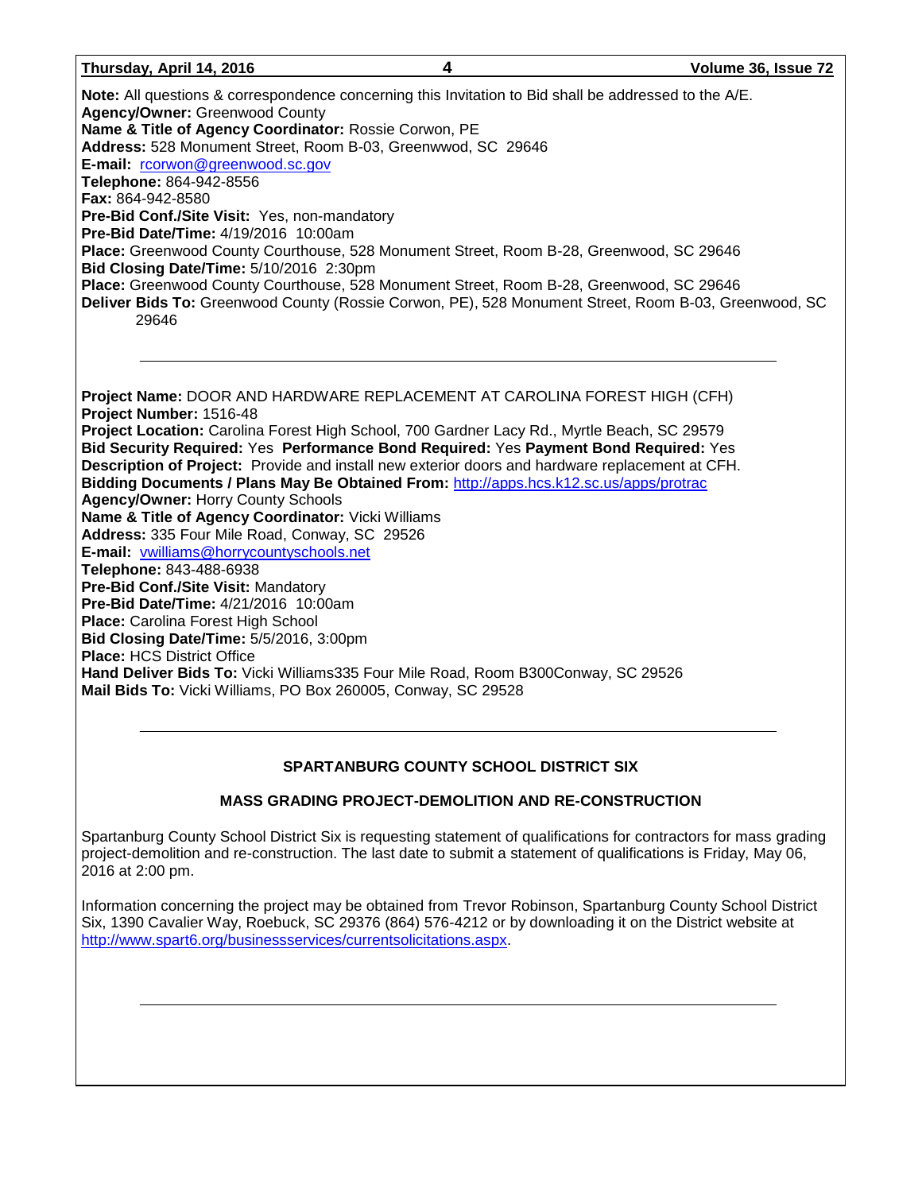**Note:** All questions & correspondence concerning this Invitation to Bid shall be addressed to the A/E.
**Agency/Owner:** Greenwood County
**Name & Title of Agency Coordinator:** Rossie Corwon, PE
**Address:** 528 Monument Street, Room B-03, Greenwwod, SC 29646
**E-mail:** rcorwon@greenwood.sc.gov
**Telephone:** 864-942-8556
**Fax:** 864-942-8580
**Pre-Bid Conf./Site Visit:** Yes, non-mandatory
**Pre-Bid Date/Time:** 4/19/2016 10:00am
**Place:** Greenwood County Courthouse, 528 Monument Street, Room B-28, Greenwood, SC 29646
**Bid Closing Date/Time:** 5/10/2016 2:30pm
**Place:** Greenwood County Courthouse, 528 Monument Street, Room B-28, Greenwood, SC 29646
**Deliver Bids To:** Greenwood County (Rossie Corwon, PE), 528 Monument Street, Room B-03, Greenwood, SC 29646

---

**Project Name:** DOOR AND HARDWARE REPLACEMENT AT CAROLINA FOREST HIGH (CFH)
**Project Number:** 1516-48
**Project Location:** Carolina Forest High School, 700 Gardner Lacy Rd., Myrtle Beach, SC 29579
**Bid Security Required:** Yes **Performance Bond Required:** Yes **Payment Bond Required:** Yes
**Description of Project:** Provide and install new exterior doors and hardware replacement at CFH.
**Bidding Documents / Plans May Be Obtained From:** http://apps.hcs.k12.sc.us/apps/protrac
**Agency/Owner:** Horry County Schools
**Name & Title of Agency Coordinator:** Vicki Williams
**Address:** 335 Four Mile Road, Conway, SC 29526
**E-mail:** vwilliams@horrycountyschools.net
**Telephone:** 843-488-6938
**Pre-Bid Conf./Site Visit:** Mandatory
**Pre-Bid Date/Time:** 4/21/2016 10:00am
**Place:** Carolina Forest High School
**Bid Closing Date/Time:** 5/5/2016, 3:00pm
**Place:** HCS District Office
**Hand Deliver Bids To:** Vicki Williams335 Four Mile Road, Room B300Conway, SC 29526
**Mail Bids To:** Vicki Williams, PO Box 260005, Conway, SC 29528

---

## SPARTANBURG COUNTY SCHOOL DISTRICT SIX

### MASS GRADING PROJECT-DEMOLITION AND RE-CONSTRUCTION

Spartanburg County School District Six is requesting statement of qualifications for contractors for mass grading project-demolition and re-construction. The last date to submit a statement of qualifications is Friday, May 06, 2016 at 2:00 pm.

Information concerning the project may be obtained from Trevor Robinson, Spartanburg County School District Six, 1390 Cavalier Way, Roebuck, SC 29376 (864) 576-4212 or by downloading it on the District website at http://www.spart6.org/businessservices/currentsolicitations.aspx.

---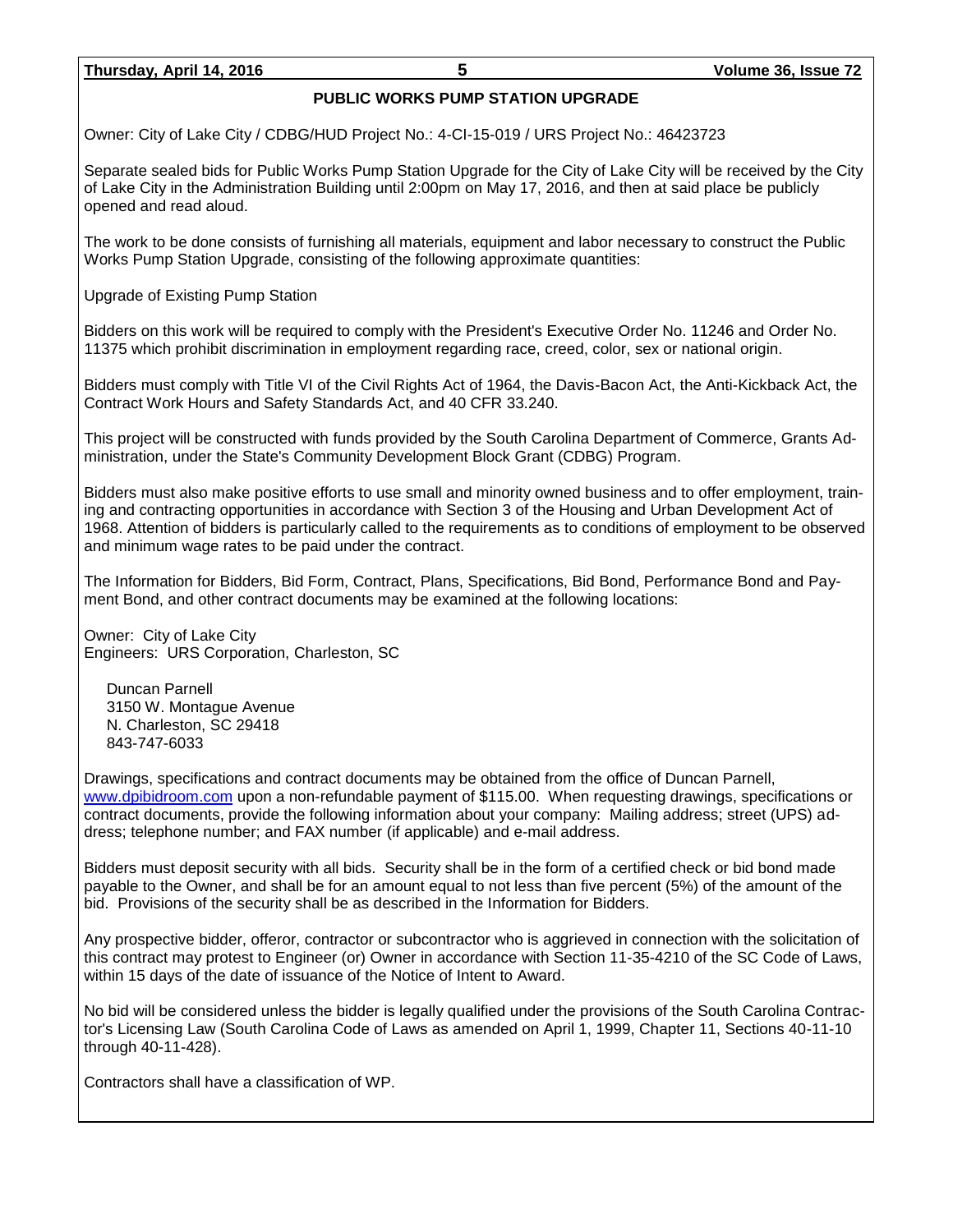## PUBLIC WORKS PUMP STATION UPGRADE

Owner: City of Lake City / CDBG/HUD Project No.: 4-CI-15-019 / URS Project No.: 46423723

Separate sealed bids for Public Works Pump Station Upgrade for the City of Lake City will be received by the City of Lake City in the Administration Building until 2:00pm on May 17, 2016, and then at said place be publicly opened and read aloud.

The work to be done consists of furnishing all materials, equipment and labor necessary to construct the Public Works Pump Station Upgrade, consisting of the following approximate quantities:

Upgrade of Existing Pump Station

Bidders on this work will be required to comply with the President's Executive Order No. 11246 and Order No. 11375 which prohibit discrimination in employment regarding race, creed, color, sex or national origin.

Bidders must comply with Title VI of the Civil Rights Act of 1964, the Davis-Bacon Act, the Anti-Kickback Act, the Contract Work Hours and Safety Standards Act, and 40 CFR 33.240.

This project will be constructed with funds provided by the South Carolina Department of Commerce, Grants Administration, under the State's Community Development Block Grant (CDBG) Program.

Bidders must also make positive efforts to use small and minority owned business and to offer employment, training and contracting opportunities in accordance with Section 3 of the Housing and Urban Development Act of 1968. Attention of bidders is particularly called to the requirements as to conditions of employment to be observed and minimum wage rates to be paid under the contract.

The Information for Bidders, Bid Form, Contract, Plans, Specifications, Bid Bond, Performance Bond and Payment Bond, and other contract documents may be examined at the following locations:

Owner: City of Lake City
Engineers: URS Corporation, Charleston, SC

Duncan Parnell
3150 W. Montague Avenue
N. Charleston, SC 29418
843-747-6033

Drawings, specifications and contract documents may be obtained from the office of Duncan Parnell, www.dpibidroom.com upon a non-refundable payment of $115.00. When requesting drawings, specifications or contract documents, provide the following information about your company: Mailing address; street (UPS) address; telephone number; and FAX number (if applicable) and e-mail address.

Bidders must deposit security with all bids. Security shall be in the form of a certified check or bid bond made payable to the Owner, and shall be for an amount equal to not less than five percent (5%) of the amount of the bid. Provisions of the security shall be as described in the Information for Bidders.

Any prospective bidder, offeror, contractor or subcontractor who is aggrieved in connection with the solicitation of this contract may protest to Engineer (or) Owner in accordance with Section 11-35-4210 of the SC Code of Laws, within 15 days of the date of issuance of the Notice of Intent to Award.

No bid will be considered unless the bidder is legally qualified under the provisions of the South Carolina Contractor's Licensing Law (South Carolina Code of Laws as amended on April 1, 1999, Chapter 11, Sections 40-11-10 through 40-11-428).

Contractors shall have a classification of WP.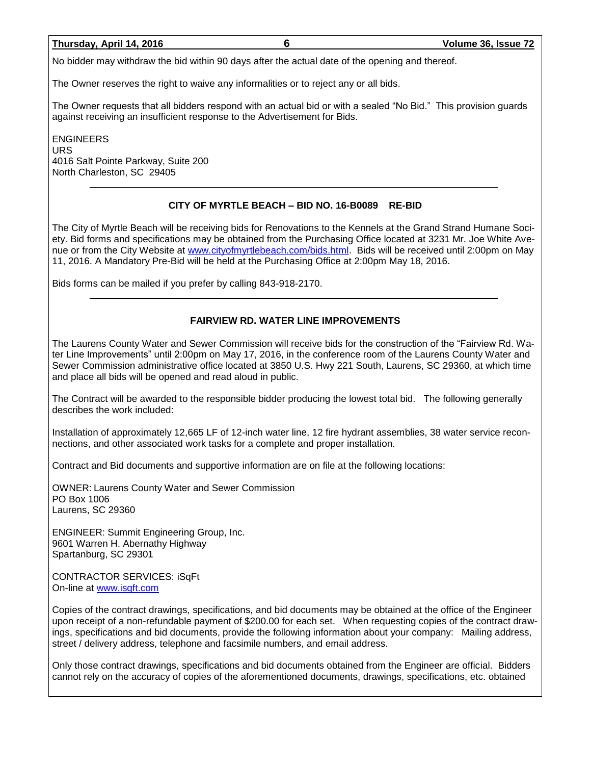No bidder may withdraw the bid within 90 days after the actual date of the opening and thereof.

The Owner reserves the right to waive any informalities or to reject any or all bids.

The Owner requests that all bidders respond with an actual bid or with a sealed "No Bid." This provision guards against receiving an insufficient response to the Advertisement for Bids.

ENGINEERS
URS
4016 Salt Pointe Parkway, Suite 200
North Charleston, SC 29405

---

### CITY OF MYRTLE BEACH – BID NO. 16-B0089 RE-BID

The City of Myrtle Beach will be receiving bids for Renovations to the Kennels at the Grand Strand Humane Society. Bid forms and specifications may be obtained from the Purchasing Office located at 3231 Mr. Joe White Avenue or from the City Website at [www.cityofmyrtlebeach.com/bids.html](http://www.cityofmyrtlebeach.com/bids.html). Bids will be received until 2:00pm on May 11, 2016. A Mandatory Pre-Bid will be held at the Purchasing Office at 2:00pm May 18, 2016.

Bids forms can be mailed if you prefer by calling 843-918-2170.

---

### FAIRVIEW RD. WATER LINE IMPROVEMENTS

The Laurens County Water and Sewer Commission will receive bids for the construction of the "Fairview Rd. Water Line Improvements" until 2:00pm on May 17, 2016, in the conference room of the Laurens County Water and Sewer Commission administrative office located at 3850 U.S. Hwy 221 South, Laurens, SC 29360, at which time and place all bids will be opened and read aloud in public.

The Contract will be awarded to the responsible bidder producing the lowest total bid. The following generally describes the work included:

Installation of approximately 12,665 LF of 12-inch water line, 12 fire hydrant assemblies, 38 water service reconnections, and other associated work tasks for a complete and proper installation.

Contract and Bid documents and supportive information are on file at the following locations:

OWNER: Laurens County Water and Sewer Commission
PO Box 1006
Laurens, SC 29360

ENGINEER: Summit Engineering Group, Inc.
9601 Warren H. Abernathy Highway
Spartanburg, SC 29301

CONTRACTOR SERVICES: iSqFt
On-line at [www.isqft.com](http://www.isqft.com)

Copies of the contract drawings, specifications, and bid documents may be obtained at the office of the Engineer upon receipt of a non-refundable payment of $200.00 for each set. When requesting copies of the contract drawings, specifications and bid documents, provide the following information about your company: Mailing address, street / delivery address, telephone and facsimile numbers, and email address.

Only those contract drawings, specifications and bid documents obtained from the Engineer are official. Bidders cannot rely on the accuracy of copies of the aforementioned documents, drawings, specifications, etc. obtained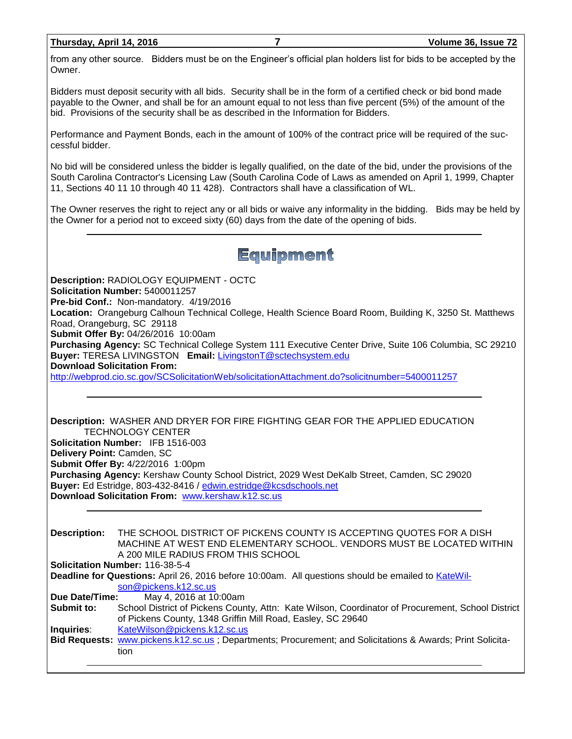from any other source. Bidders must be on the Engineer's official plan holders list for bids to be accepted by the Owner.

Bidders must deposit security with all bids. Security shall be in the form of a certified check or bid bond made payable to the Owner, and shall be for an amount equal to not less than five percent (5%) of the amount of the bid. Provisions of the security shall be as described in the Information for Bidders.

Performance and Payment Bonds, each in the amount of 100% of the contract price will be required of the successful bidder.

No bid will be considered unless the bidder is legally qualified, on the date of the bid, under the provisions of the South Carolina Contractor's Licensing Law (South Carolina Code of Laws as amended on April 1, 1999, Chapter 11, Sections 40 11 10 through 40 11 428). Contractors shall have a classification of WL.

The Owner reserves the right to reject any or all bids or waive any informality in the bidding. Bids may be held by the Owner for a period not to exceed sixty (60) days from the date of the opening of bids.

---

# Equipment

**Description:** RADIOLOGY EQUIPMENT - OCTC
**Solicitation Number:** 5400011257
**Pre-bid Conf.:** Non-mandatory. 4/19/2016
**Location:** Orangeburg Calhoun Technical College, Health Science Board Room, Building K, 3250 St. Matthews Road, Orangeburg, SC 29118
**Submit Offer By:** 04/26/2016 10:00am
**Purchasing Agency:** SC Technical College System 111 Executive Center Drive, Suite 106 Columbia, SC 29210
**Buyer:** TERESA LIVINGSTON **Email:** LivingstonT@sctechsystem.edu
**Download Solicitation From:**
http://webprod.cio.sc.gov/SCSolicitationWeb/solicitationAttachment.do?solicitnumber=5400011257

---

**Description:** WASHER AND DRYER FOR FIRE FIGHTING GEAR FOR THE APPLIED EDUCATION TECHNOLOGY CENTER
**Solicitation Number:** IFB 1516-003
**Delivery Point:** Camden, SC
**Submit Offer By:** 4/22/2016 1:00pm
**Purchasing Agency:** Kershaw County School District, 2029 West DeKalb Street, Camden, SC 29020
**Buyer:** Ed Estridge, 803-432-8416 / edwin.estridge@kcsdschools.net
**Download Solicitation From:** www.kershaw.k12.sc.us

---

**Description:** THE SCHOOL DISTRICT OF PICKENS COUNTY IS ACCEPTING QUOTES FOR A DISH MACHINE AT WEST END ELEMENTARY SCHOOL. VENDORS MUST BE LOCATED WITHIN A 200 MILE RADIUS FROM THIS SCHOOL
**Solicitation Number:** 116-38-5-4
**Deadline for Questions:** April 26, 2016 before 10:00am. All questions should be emailed to KateWilson@pickens.k12.sc.us
**Due Date/Time:** May 4, 2016 at 10:00am
**Submit to:** School District of Pickens County, Attn: Kate Wilson, Coordinator of Procurement, School District of Pickens County, 1348 Griffin Mill Road, Easley, SC 29640
**Inquiries**: KateWilson@pickens.k12.sc.us
**Bid Requests:** www.pickens.k12.sc.us ; Departments; Procurement; and Solicitations & Awards; Print Solicitation

---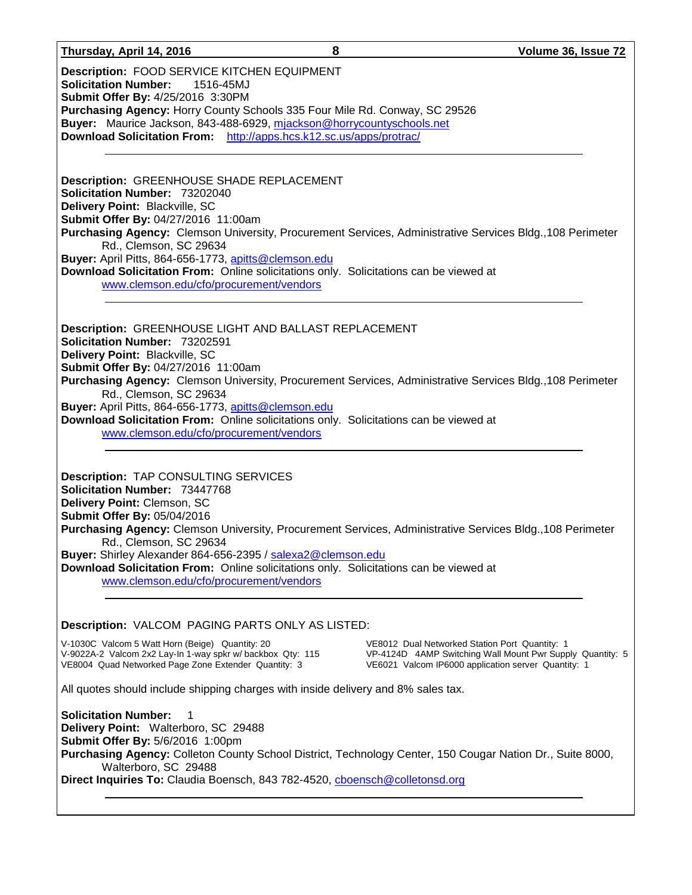**Description:** FOOD SERVICE KITCHEN EQUIPMENT
**Solicitation Number:** 1516-45MJ
**Submit Offer By:** 4/25/2016 3:30PM
**Purchasing Agency:** Horry County Schools 335 Four Mile Rd. Conway, SC 29526
**Buyer:** Maurice Jackson, 843-488-6929, mjackson@horrycountyschools.net
**Download Solicitation From:** http://apps.hcs.k12.sc.us/apps/protrac/

---

**Description:** GREENHOUSE SHADE REPLACEMENT
**Solicitation Number:** 73202040
**Delivery Point:** Blackville, SC
**Submit Offer By:** 04/27/2016 11:00am
**Purchasing Agency:** Clemson University, Procurement Services, Administrative Services Bldg.,108 Perimeter Rd., Clemson, SC 29634
**Buyer:** April Pitts, 864-656-1773, apitts@clemson.edu
**Download Solicitation From:** Online solicitations only. Solicitations can be viewed at www.clemson.edu/cfo/procurement/vendors

---

**Description:** GREENHOUSE LIGHT AND BALLAST REPLACEMENT
**Solicitation Number:** 73202591
**Delivery Point:** Blackville, SC
**Submit Offer By:** 04/27/2016 11:00am
**Purchasing Agency:** Clemson University, Procurement Services, Administrative Services Bldg.,108 Perimeter Rd., Clemson, SC 29634
**Buyer:** April Pitts, 864-656-1773, apitts@clemson.edu
**Download Solicitation From:** Online solicitations only. Solicitations can be viewed at www.clemson.edu/cfo/procurement/vendors

---

**Description:** TAP CONSULTING SERVICES
**Solicitation Number:** 73447768
**Delivery Point:** Clemson, SC
**Submit Offer By:** 05/04/2016
**Purchasing Agency:** Clemson University, Procurement Services, Administrative Services Bldg.,108 Perimeter Rd., Clemson, SC 29634
**Buyer:** Shirley Alexander 864-656-2395 / salexa2@clemson.edu
**Download Solicitation From:** Online solicitations only. Solicitations can be viewed at www.clemson.edu/cfo/procurement/vendors

---

**Description:** VALCOM PAGING PARTS ONLY AS LISTED:

V-1030C Valcom 5 Watt Horn (Beige) Quantity: 20
V-9022A-2 Valcom 2x2 Lay-In 1-way spkr w/ backbox Qty: 115
VE8004 Quad Networked Page Zone Extender Quantity: 3
VE8012 Dual Networked Station Port Quantity: 1
VP-4124D 4AMP Switching Wall Mount Pwr Supply Quantity: 5
VE6021 Valcom IP6000 application server Quantity: 1

All quotes should include shipping charges with inside delivery and 8% sales tax.

**Solicitation Number:** 1
**Delivery Point:** Walterboro, SC 29488
**Submit Offer By:** 5/6/2016 1:00pm
**Purchasing Agency:** Colleton County School District, Technology Center, 150 Cougar Nation Dr., Suite 8000, Walterboro, SC 29488
**Direct Inquiries To:** Claudia Boensch, 843 782-4520, cboensch@colletonsd.org

---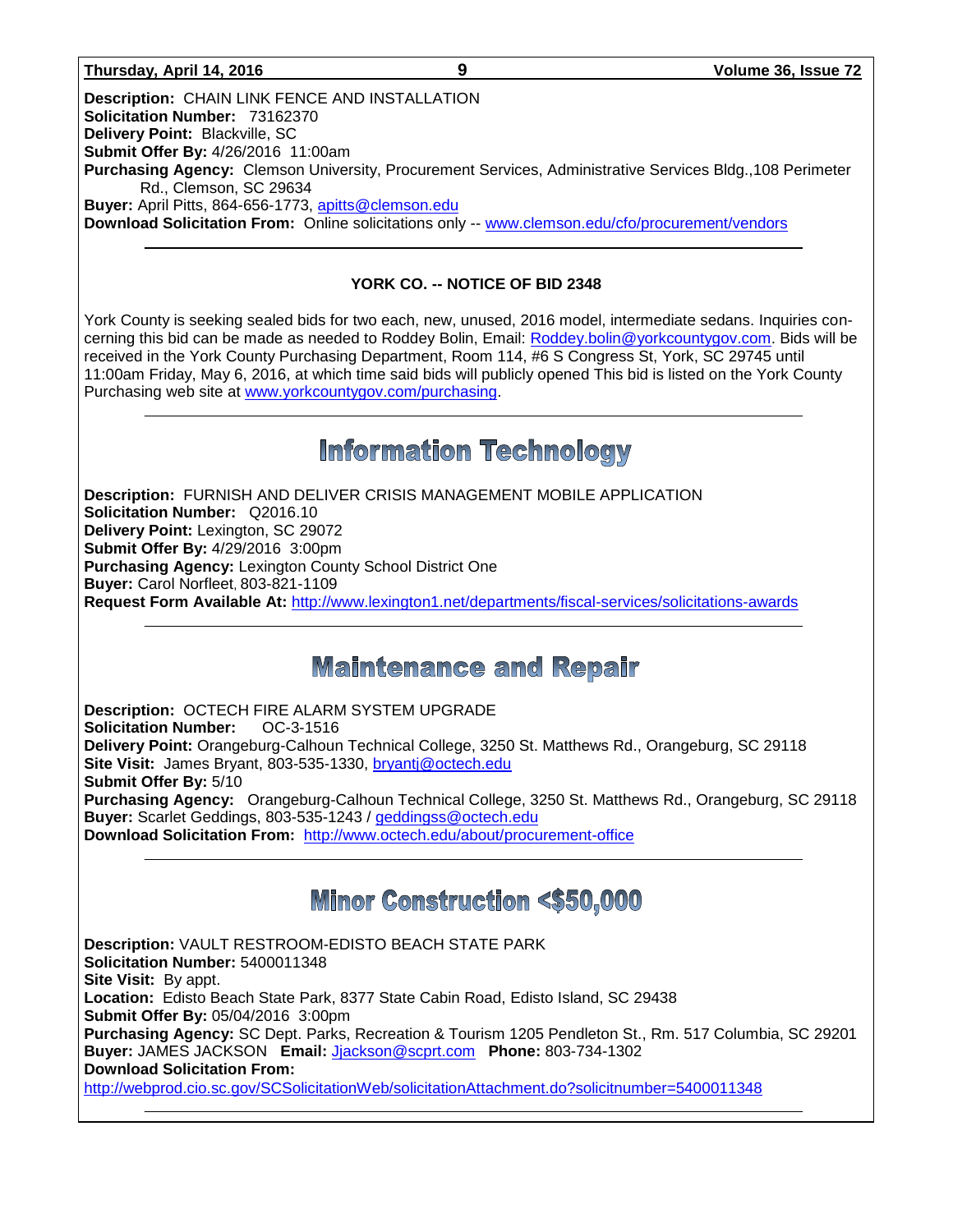**Description:** CHAIN LINK FENCE AND INSTALLATION
**Solicitation Number:** 73162370
**Delivery Point:** Blackville, SC
**Submit Offer By:** 4/26/2016 11:00am
**Purchasing Agency:** Clemson University, Procurement Services, Administrative Services Bldg.,108 Perimeter Rd., Clemson, SC 29634
**Buyer:** April Pitts, 864-656-1773, apitts@clemson.edu
**Download Solicitation From:** Online solicitations only -- www.clemson.edu/cfo/procurement/vendors

---

**YORK CO. -- NOTICE OF BID 2348**

York County is seeking sealed bids for two each, new, unused, 2016 model, intermediate sedans. Inquiries concerning this bid can be made as needed to Roddey Bolin, Email: Roddey.bolin@yorkcountygov.com. Bids will be received in the York County Purchasing Department, Room 114, #6 S Congress St, York, SC 29745 until 11:00am Friday, May 6, 2016, at which time said bids will publicly opened This bid is listed on the York County Purchasing web site at www.yorkcountygov.com/purchasing.

---

# Information Technology

**Description:** FURNISH AND DELIVER CRISIS MANAGEMENT MOBILE APPLICATION
**Solicitation Number:** Q2016.10
**Delivery Point:** Lexington, SC 29072
**Submit Offer By:** 4/29/2016 3:00pm
**Purchasing Agency:** Lexington County School District One
**Buyer:** Carol Norfleet, 803-821-1109
**Request Form Available At:** http://www.lexington1.net/departments/fiscal-services/solicitations-awards

---

# Maintenance and Repair

**Description:** OCTECH FIRE ALARM SYSTEM UPGRADE
**Solicitation Number:** OC-3-1516
**Delivery Point:** Orangeburg-Calhoun Technical College, 3250 St. Matthews Rd., Orangeburg, SC 29118
**Site Visit:** James Bryant, 803-535-1330, bryantj@octech.edu
**Submit Offer By:** 5/10
**Purchasing Agency:** Orangeburg-Calhoun Technical College, 3250 St. Matthews Rd., Orangeburg, SC 29118
**Buyer:** Scarlet Geddings, 803-535-1243 / geddingss@octech.edu
**Download Solicitation From:** http://www.octech.edu/about/procurement-office

---

# Minor Construction <$50,000

**Description:** VAULT RESTROOM-EDISTO BEACH STATE PARK
**Solicitation Number:** 5400011348
**Site Visit:** By appt.
**Location:** Edisto Beach State Park, 8377 State Cabin Road, Edisto Island, SC 29438
**Submit Offer By:** 05/04/2016 3:00pm
**Purchasing Agency:** SC Dept. Parks, Recreation & Tourism 1205 Pendleton St., Rm. 517 Columbia, SC 29201
**Buyer:** JAMES JACKSON **Email:** Jjackson@scprt.com **Phone:** 803-734-1302
**Download Solicitation From:**
http://webprod.cio.sc.gov/SCSolicitationWeb/solicitationAttachment.do?solicitnumber=5400011348

---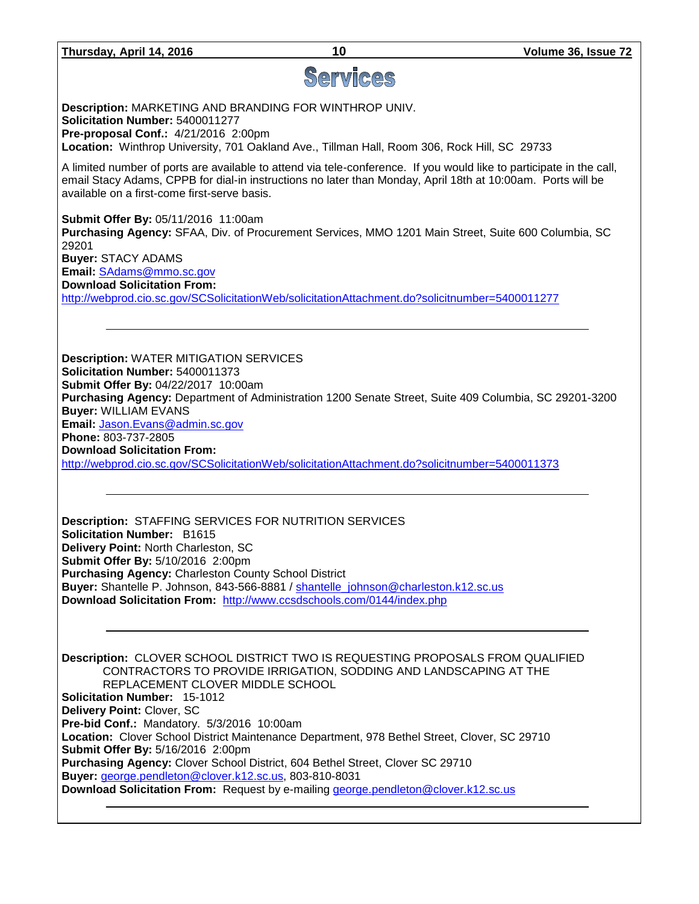# Services

**Description:** MARKETING AND BRANDING FOR WINTHROP UNIV.
**Solicitation Number:** 5400011277
**Pre-proposal Conf.:** 4/21/2016 2:00pm
**Location:** Winthrop University, 701 Oakland Ave., Tillman Hall, Room 306, Rock Hill, SC 29733

A limited number of ports are available to attend via tele-conference. If you would like to participate in the call, email Stacy Adams, CPPB for dial-in instructions no later than Monday, April 18th at 10:00am. Ports will be available on a first-come first-serve basis.

**Submit Offer By:** 05/11/2016 11:00am
**Purchasing Agency:** SFAA, Div. of Procurement Services, MMO 1201 Main Street, Suite 600 Columbia, SC 29201
**Buyer:** STACY ADAMS
**Email:** SAdams@mmo.sc.gov
**Download Solicitation From:**
http://webprod.cio.sc.gov/SCSolicitationWeb/solicitationAttachment.do?solicitnumber=5400011277

---

**Description:** WATER MITIGATION SERVICES
**Solicitation Number:** 5400011373
**Submit Offer By:** 04/22/2017 10:00am
**Purchasing Agency:** Department of Administration 1200 Senate Street, Suite 409 Columbia, SC 29201-3200
**Buyer:** WILLIAM EVANS
**Email:** Jason.Evans@admin.sc.gov
**Phone:** 803-737-2805
**Download Solicitation From:**
http://webprod.cio.sc.gov/SCSolicitationWeb/solicitationAttachment.do?solicitnumber=5400011373

---

**Description:** STAFFING SERVICES FOR NUTRITION SERVICES
**Solicitation Number:** B1615
**Delivery Point:** North Charleston, SC
**Submit Offer By:** 5/10/2016 2:00pm
**Purchasing Agency:** Charleston County School District
**Buyer:** Shantelle P. Johnson, 843-566-8881 / shantelle_johnson@charleston.k12.sc.us
**Download Solicitation From:** http://www.ccsdschools.com/0144/index.php

---

**Description:** CLOVER SCHOOL DISTRICT TWO IS REQUESTING PROPOSALS FROM QUALIFIED CONTRACTORS TO PROVIDE IRRIGATION, SODDING AND LANDSCAPING AT THE REPLACEMENT CLOVER MIDDLE SCHOOL
**Solicitation Number:** 15-1012
**Delivery Point:** Clover, SC
**Pre-bid Conf.:** Mandatory. 5/3/2016 10:00am
**Location:** Clover School District Maintenance Department, 978 Bethel Street, Clover, SC 29710
**Submit Offer By:** 5/16/2016 2:00pm
**Purchasing Agency:** Clover School District, 604 Bethel Street, Clover SC 29710
**Buyer:** george.pendleton@clover.k12.sc.us, 803-810-8031
**Download Solicitation From:** Request by e-mailing george.pendleton@clover.k12.sc.us

---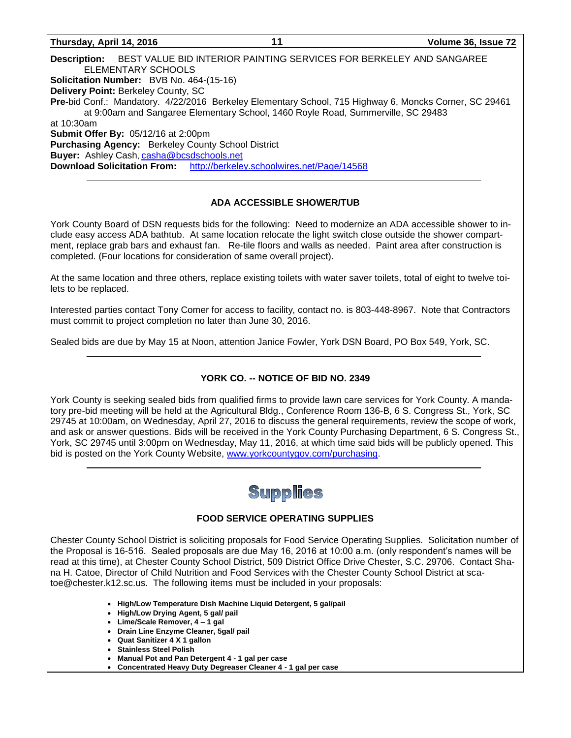**Description:** BEST VALUE BID INTERIOR PAINTING SERVICES FOR BERKELEY AND SANGAREE ELEMENTARY SCHOOLS
**Solicitation Number:** BVB No. 464-(15-16)
**Delivery Point:** Berkeley County, SC
**Pre-**bid Conf.: Mandatory. 4/22/2016 Berkeley Elementary School, 715 Highway 6, Moncks Corner, SC 29461 at 9:00am and Sangaree Elementary School, 1460 Royle Road, Summerville, SC 29483 at 10:30am
**Submit Offer By:** 05/12/16 at 2:00pm
**Purchasing Agency:** Berkeley County School District
**Buyer:** Ashley Cash, casha@bcsdschools.net
**Download Solicitation From:** http://berkeley.schoolwires.net/Page/14568

---

### ADA ACCESSIBLE SHOWER/TUB

York County Board of DSN requests bids for the following: Need to modernize an ADA accessible shower to include easy access ADA bathtub. At same location relocate the light switch close outside the shower compartment, replace grab bars and exhaust fan. Re-tile floors and walls as needed. Paint area after construction is completed. (Four locations for consideration of same overall project).

At the same location and three others, replace existing toilets with water saver toilets, total of eight to twelve toilets to be replaced.

Interested parties contact Tony Comer for access to facility, contact no. is 803-448-8967. Note that Contractors must commit to project completion no later than June 30, 2016.

Sealed bids are due by May 15 at Noon, attention Janice Fowler, York DSN Board, PO Box 549, York, SC.

---

### YORK CO. -- NOTICE OF BID NO. 2349

York County is seeking sealed bids from qualified firms to provide lawn care services for York County. A mandatory pre-bid meeting will be held at the Agricultural Bldg., Conference Room 136-B, 6 S. Congress St., York, SC 29745 at 10:00am, on Wednesday, April 27, 2016 to discuss the general requirements, review the scope of work, and ask or answer questions. Bids will be received in the York County Purchasing Department, 6 S. Congress St., York, SC 29745 until 3:00pm on Wednesday, May 11, 2016, at which time said bids will be publicly opened. This bid is posted on the York County Website, www.yorkcountygov.com/purchasing.

---

# Supplies

### FOOD SERVICE OPERATING SUPPLIES

Chester County School District is soliciting proposals for Food Service Operating Supplies. Solicitation number of the Proposal is 16-516. Sealed proposals are due May 16, 2016 at 10:00 a.m. (only respondent's names will be read at this time), at Chester County School District, 509 District Office Drive Chester, S.C. 29706. Contact Shana H. Catoe, Director of Child Nutrition and Food Services with the Chester County School District at scatoe@chester.k12.sc.us. The following items must be included in your proposals:

- **High/Low Temperature Dish Machine Liquid Detergent, 5 gal/pail**
- **High/Low Drying Agent, 5 gal/ pail**
- **Lime/Scale Remover, 4 – 1 gal**
- **Drain Line Enzyme Cleaner, 5gal/ pail**
- **Quat Sanitizer 4 X 1 gallon**
- **Stainless Steel Polish**
- **Manual Pot and Pan Detergent 4 - 1 gal per case**
- **Concentrated Heavy Duty Degreaser Cleaner 4 - 1 gal per case**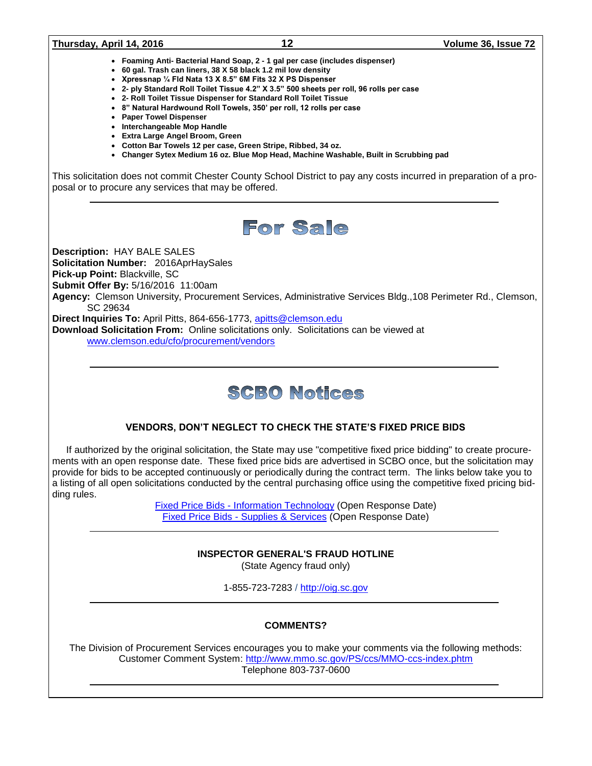- **Foaming Anti- Bacterial Hand Soap, 2 - 1 gal per case (includes dispenser)**
- **60 gal. Trash can liners, 38 X 58 black 1.2 mil low density**
- **Xpressnap ¼ Fld Nata 13 X 8.5" 6M Fits 32 X PS Dispenser**
- **2- ply Standard Roll Toilet Tissue 4.2" X 3.5" 500 sheets per roll, 96 rolls per case**
- **2- Roll Toilet Tissue Dispenser for Standard Roll Toilet Tissue**
- **8" Natural Hardwound Roll Towels, 350' per roll, 12 rolls per case**
- **Paper Towel Dispenser**
- **Interchangeable Mop Handle**
- **Extra Large Angel Broom, Green**
- **Cotton Bar Towels 12 per case, Green Stripe, Ribbed, 34 oz.**
- **Changer Sytex Medium 16 oz. Blue Mop Head, Machine Washable, Built in Scrubbing pad**

This solicitation does not commit Chester County School District to pay any costs incurred in preparation of a proposal or to procure any services that may be offered.

---

# For Sale

**Description:** HAY BALE SALES
**Solicitation Number:** 2016AprHaySales
**Pick-up Point:** Blackville, SC
**Submit Offer By:** 5/16/2016 11:00am
**Agency:** Clemson University, Procurement Services, Administrative Services Bldg.,108 Perimeter Rd., Clemson, SC 29634
**Direct Inquiries To:** April Pitts, 864-656-1773, apitts@clemson.edu
**Download Solicitation From:** Online solicitations only. Solicitations can be viewed at www.clemson.edu/cfo/procurement/vendors

---

# SCBO Notices

### VENDORS, DON'T NEGLECT TO CHECK THE STATE'S FIXED PRICE BIDS

If authorized by the original solicitation, the State may use "competitive fixed price bidding" to create procurements with an open response date. These fixed price bids are advertised in SCBO once, but the solicitation may provide for bids to be accepted continuously or periodically during the contract term. The links below take you to a listing of all open solicitations conducted by the central purchasing office using the competitive fixed pricing bidding rules.

Fixed Price Bids - Information Technology (Open Response Date)
Fixed Price Bids - Supplies & Services (Open Response Date)

---

### INSPECTOR GENERAL'S FRAUD HOTLINE

(State Agency fraud only)

1-855-723-7283 / http://oig.sc.gov

---

### COMMENTS?

The Division of Procurement Services encourages you to make your comments via the following methods:
Customer Comment System: http://www.mmo.sc.gov/PS/ccs/MMO-ccs-index.phtm
Telephone 803-737-0600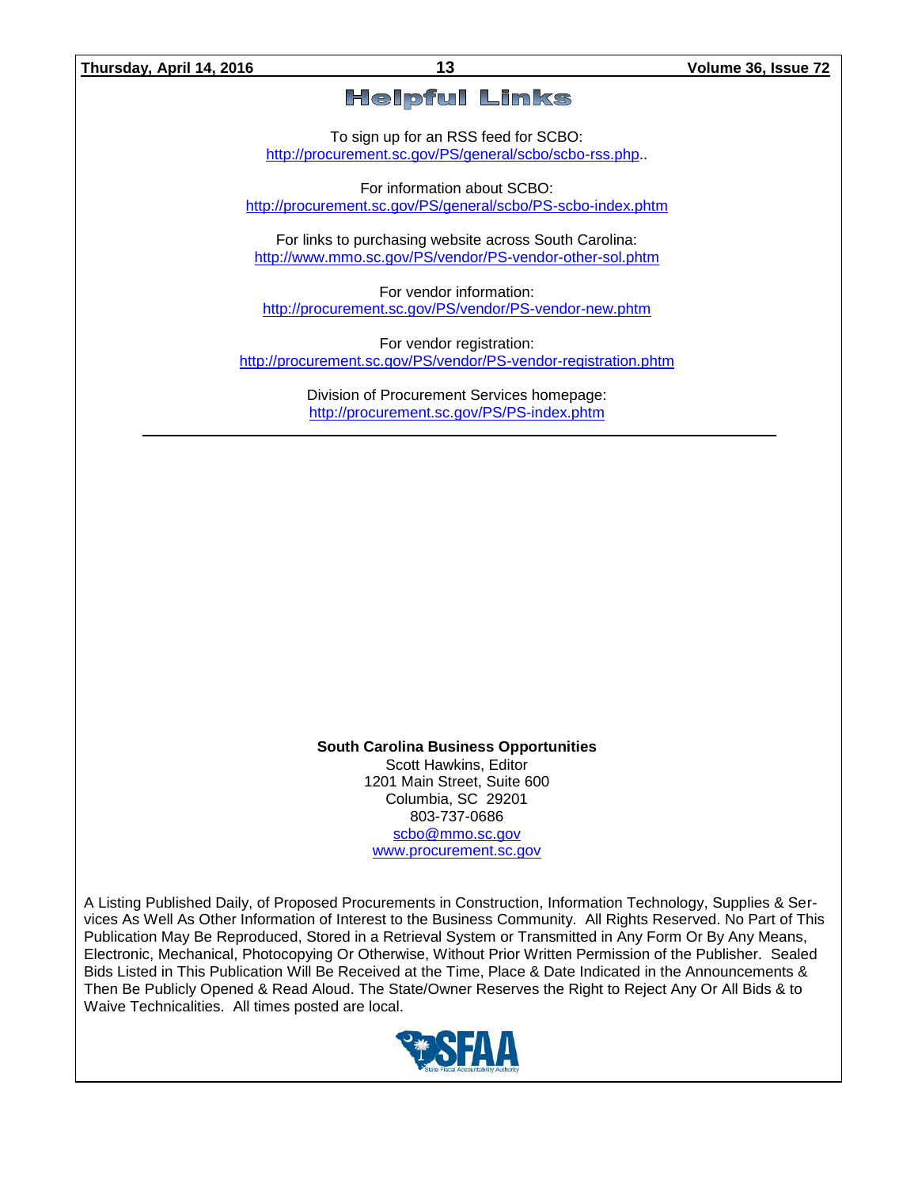# Helpful Links

To sign up for an RSS feed for SCBO:
http://procurement.sc.gov/PS/general/scbo/scbo-rss.php..

For information about SCBO:
http://procurement.sc.gov/PS/general/scbo/PS-scbo-index.phtm

For links to purchasing website across South Carolina:
http://www.mmo.sc.gov/PS/vendor/PS-vendor-other-sol.phtm

For vendor information:
http://procurement.sc.gov/PS/vendor/PS-vendor-new.phtm

For vendor registration:
http://procurement.sc.gov/PS/vendor/PS-vendor-registration.phtm

Division of Procurement Services homepage:
http://procurement.sc.gov/PS/PS-index.phtm

---

**South Carolina Business Opportunities**
Scott Hawkins, Editor
1201 Main Street, Suite 600
Columbia, SC 29201
803-737-0686
scbo@mmo.sc.gov
www.procurement.sc.gov

A Listing Published Daily, of Proposed Procurements in Construction, Information Technology, Supplies & Services As Well As Other Information of Interest to the Business Community. All Rights Reserved. No Part of This Publication May Be Reproduced, Stored in a Retrieval System or Transmitted in Any Form Or By Any Means, Electronic, Mechanical, Photocopying Or Otherwise, Without Prior Written Permission of the Publisher. Sealed Bids Listed in This Publication Will Be Received at the Time, Place & Date Indicated in the Announcements & Then Be Publicly Opened & Read Aloud. The State/Owner Reserves the Right to Reject Any Or All Bids & to Waive Technicalities. All times posted are local.

SFAA
State Fiscal Accountability Authority